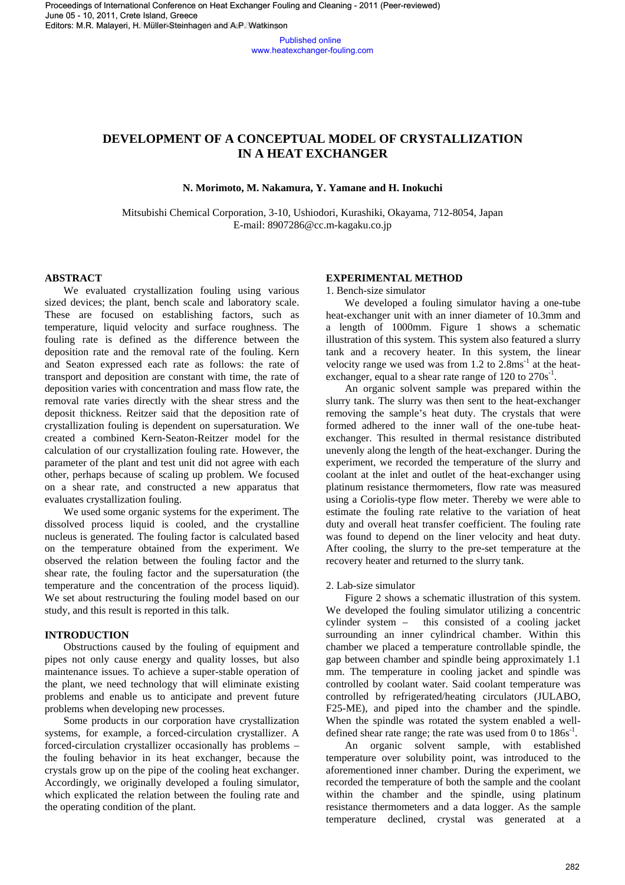# DEVELOPMENT OF A CONCEPTUAL MODEL OF CRYSTALLIZATION IN A HEAT EXCHANGER

**N. Morimoto, M. Nakamura, Y. Yamane and H. Inokuchi**

Mitsubishi Chemical Corporation, 3-10, Ushiodori, Kurashiki, Okayama, 712-8054, Japan
E-mail: 8907286@cc.m-kagaku.co.jp

## ABSTRACT

We evaluated crystallization fouling using various sized devices; the plant, bench scale and laboratory scale. These are focused on establishing factors, such as temperature, liquid velocity and surface roughness. The fouling rate is defined as the difference between the deposition rate and the removal rate of the fouling. Kern and Seaton expressed each rate as follows: the rate of transport and deposition are constant with time, the rate of deposition varies with concentration and mass flow rate, the removal rate varies directly with the shear stress and the deposit thickness. Reitzer said that the deposition rate of crystallization fouling is dependent on supersaturation. We created a combined Kern-Seaton-Reitzer model for the calculation of our crystallization fouling rate. However, the parameter of the plant and test unit did not agree with each other, perhaps because of scaling up problem. We focused on a shear rate, and constructed a new apparatus that evaluates crystallization fouling.

We used some organic systems for the experiment. The dissolved process liquid is cooled, and the crystalline nucleus is generated. The fouling factor is calculated based on the temperature obtained from the experiment. We observed the relation between the fouling factor and the shear rate, the fouling factor and the supersaturation (the temperature and the concentration of the process liquid). We set about restructuring the fouling model based on our study, and this result is reported in this talk.

## INTRODUCTION

Obstructions caused by the fouling of equipment and pipes not only cause energy and quality losses, but also maintenance issues. To achieve a super-stable operation of the plant, we need technology that will eliminate existing problems and enable us to anticipate and prevent future problems when developing new processes.

Some products in our corporation have crystallization systems, for example, a forced-circulation crystallizer. A forced-circulation crystallizer occasionally has problems – the fouling behavior in its heat exchanger, because the crystals grow up on the pipe of the cooling heat exchanger. Accordingly, we originally developed a fouling simulator, which explicated the relation between the fouling rate and the operating condition of the plant.

## EXPERIMENTAL METHOD

1. Bench-size simulator

We developed a fouling simulator having a one-tube heat-exchanger unit with an inner diameter of 10.3mm and a length of 1000mm. Figure 1 shows a schematic illustration of this system. This system also featured a slurry tank and a recovery heater. In this system, the linear velocity range we used was from 1.2 to 2.8ms$^{-1}$ at the heat-exchanger, equal to a shear rate range of 120 to 270s$^{-1}$.

An organic solvent sample was prepared within the slurry tank. The slurry was then sent to the heat-exchanger removing the sample's heat duty. The crystals that were formed adhered to the inner wall of the one-tube heat-exchanger. This resulted in thermal resistance distributed unevenly along the length of the heat-exchanger. During the experiment, we recorded the temperature of the slurry and coolant at the inlet and outlet of the heat-exchanger using platinum resistance thermometers, flow rate was measured using a Coriolis-type flow meter. Thereby we were able to estimate the fouling rate relative to the variation of heat duty and overall heat transfer coefficient. The fouling rate was found to depend on the liner velocity and heat duty. After cooling, the slurry to the pre-set temperature at the recovery heater and returned to the slurry tank.

2. Lab-size simulator

Figure 2 shows a schematic illustration of this system. We developed the fouling simulator utilizing a concentric cylinder system – this consisted of a cooling jacket surrounding an inner cylindrical chamber. Within this chamber we placed a temperature controllable spindle, the gap between chamber and spindle being approximately 1.1 mm. The temperature in cooling jacket and spindle was controlled by coolant water. Said coolant temperature was controlled by refrigerated/heating circulators (JULABO, F25-ME), and piped into the chamber and the spindle. When the spindle was rotated the system enabled a well-defined shear rate range; the rate was used from 0 to 186s$^{-1}$.

An organic sample, with established temperature over solubility point, was introduced to the aforementioned inner chamber. During the experiment, we recorded the temperature of both the sample and the coolant within the chamber and the spindle, using platinum resistance thermometers and a data logger. As the sample temperature declined, crystal was generated at a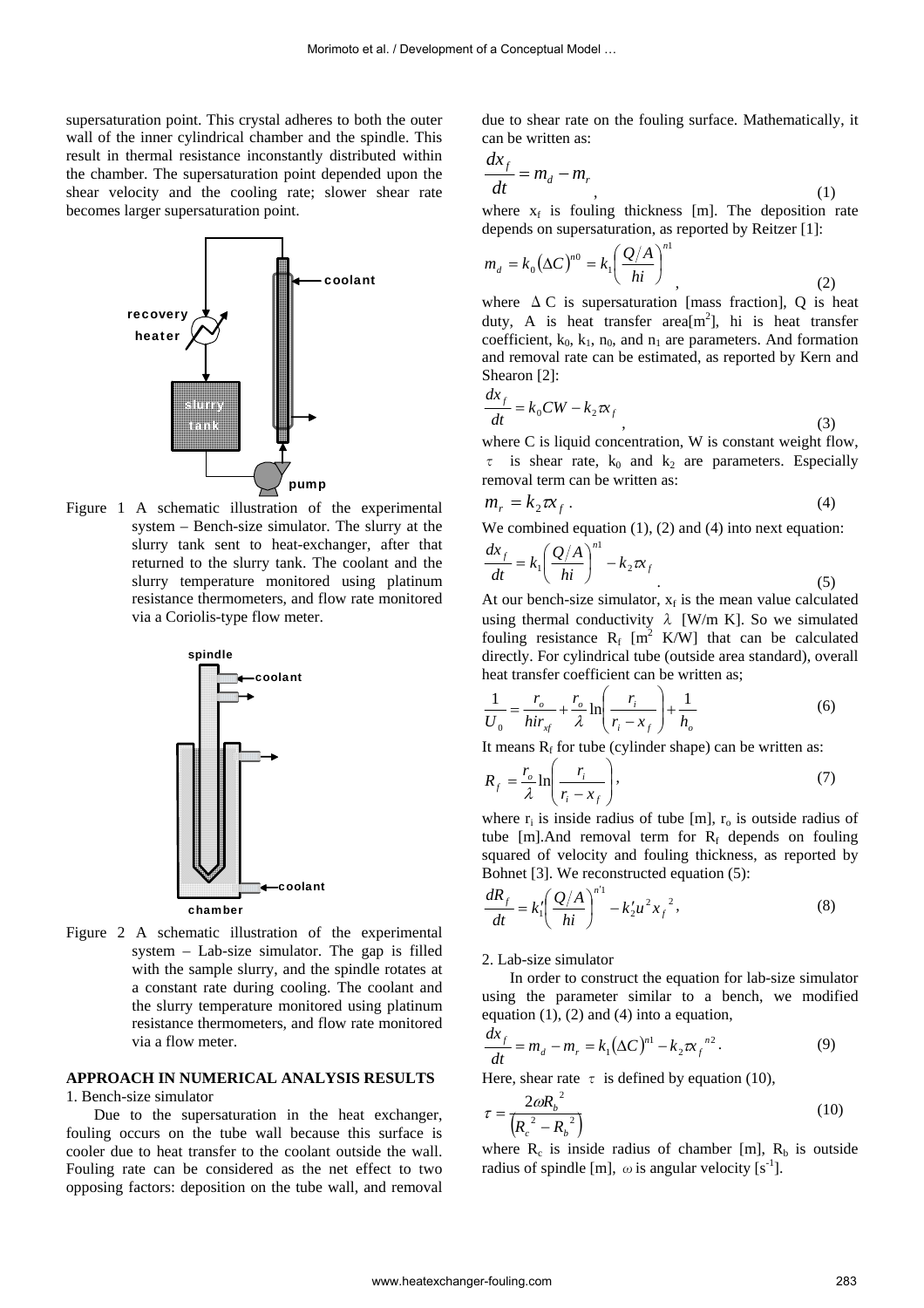supersaturation point. This crystal adheres to both the outer wall of the inner cylindrical chamber and the spindle. This result in thermal resistance inconstantly distributed within the chamber. The supersaturation point depended upon the shear velocity and the cooling rate; slower shear rate becomes larger supersaturation point.

Figure 1 A schematic illustration of the experimental system – Bench-size simulator. The slurry at the slurry tank sent to heat-exchanger, after that returned to the slurry tank. The coolant and the slurry temperature monitored using platinum resistance thermometers, and flow rate monitored via a Coriolis-type flow meter.

Figure 2 A schematic illustration of the experimental system – Lab-size simulator. The gap is filled with the sample slurry, and the spindle rotates at a constant rate during cooling. The coolant and the slurry temperature monitored using platinum resistance thermometers, and flow rate monitored via a flow meter.

## APPROACH IN NUMERICAL ANALYSIS RESULTS

1. Bench-size simulator

Due to the supersaturation in the heat exchanger, fouling occurs on the tube wall because this surface is cooler due to heat transfer to the coolant outside the wall. Fouling rate can be considered as the net effect to two opposing factors: deposition on the tube wall, and removal due to shear rate on the fouling surface. Mathematically, it can be written as:

$$\frac{dx_f}{dt} = m_d - m_r \quad (1)$$

where $x_f$ is fouling thickness [m]. The deposition rate depends on supersaturation, as reported by Reitzer [1]:

$$m_d = k_0 (\Delta C)^{n0} = k_1 \left( \frac{Q/A}{hi} \right)^{n1} \quad (2)$$

where $\Delta C$ is supersaturation [mass fraction], Q is heat duty, A is heat transfer area[m$^2$], hi is heat transfer coefficient, $k_0$, $k_1$, $n_0$, and $n_1$ are parameters. And formation and removal rate can be estimated, as reported by Kern and Shearon [2]:

$$\frac{dx_f}{dt} = k_0 CW - k_2 \tau x_f \quad (3)$$

where C is liquid concentration, W is constant weight flow, $\tau$ is shear rate, $k_0$ and $k_2$ are parameters. Especially removal term can be written as:

$$m_r = k_2 \tau x_f \,. \quad (4)$$

We combined equation (1), (2) and (4) into next equation:

$$\frac{dx_f}{dt} = k_1 \left( \frac{Q/A}{hi} \right)^{n1} - k_2 \tau x_f \,. \quad (5)$$

At our bench-size simulator, $x_f$ is the mean value calculated using thermal conductivity $\lambda$ [W/m K]. So we simulated fouling resistance $R_f$ [m$^2$ K/W] that can be calculated directly. For cylindrical tube (outside area standard), overall heat transfer coefficient can be written as;

$$\frac{1}{U_0} = \frac{r_o}{hi r_{xf}} + \frac{r_o}{\lambda} \ln\left( \frac{r_i}{r_i - x_f} \right) + \frac{1}{h_o} \quad (6)$$

It means $R_f$ for tube (cylinder shape) can be written as:

$$R_f = \frac{r_o}{\lambda} \ln\left( \frac{r_i}{r_i - x_f} \right), \quad (7)$$

where $r_i$ is inside radius of tube [m], $r_o$ is outside radius of tube [m].And removal term for $R_f$ depends on fouling squared of velocity and fouling thickness, as reported by Bohnet [3]. We reconstructed equation (5):

$$\frac{dR_f}{dt} = k_1' \left( \frac{Q/A}{hi} \right)^{n'1} - k_2' u^2 x_f^{\ 2}, \quad (8)$$

2. Lab-size simulator

In order to construct the equation for lab-size simulator using the parameter similar to a bench, we modified equation (1), (2) and (4) into a equation,

$$\frac{dx_f}{dt} = m_d - m_r = k_1 (\Delta C)^{n1} - k_2 \tau x_f^{\ n2} \,. \quad (9)$$

Here, shear rate $\tau$ is defined by equation (10),

$$\tau = \frac{2\omega R_b^{\ 2}}{\left( R_c^{\ 2} - R_b^{\ 2} \right)} \quad (10)$$

where $R_c$ is inside radius of chamber [m], $R_b$ is outside radius of spindle [m], $\omega$ is angular velocity [s$^{-1}$].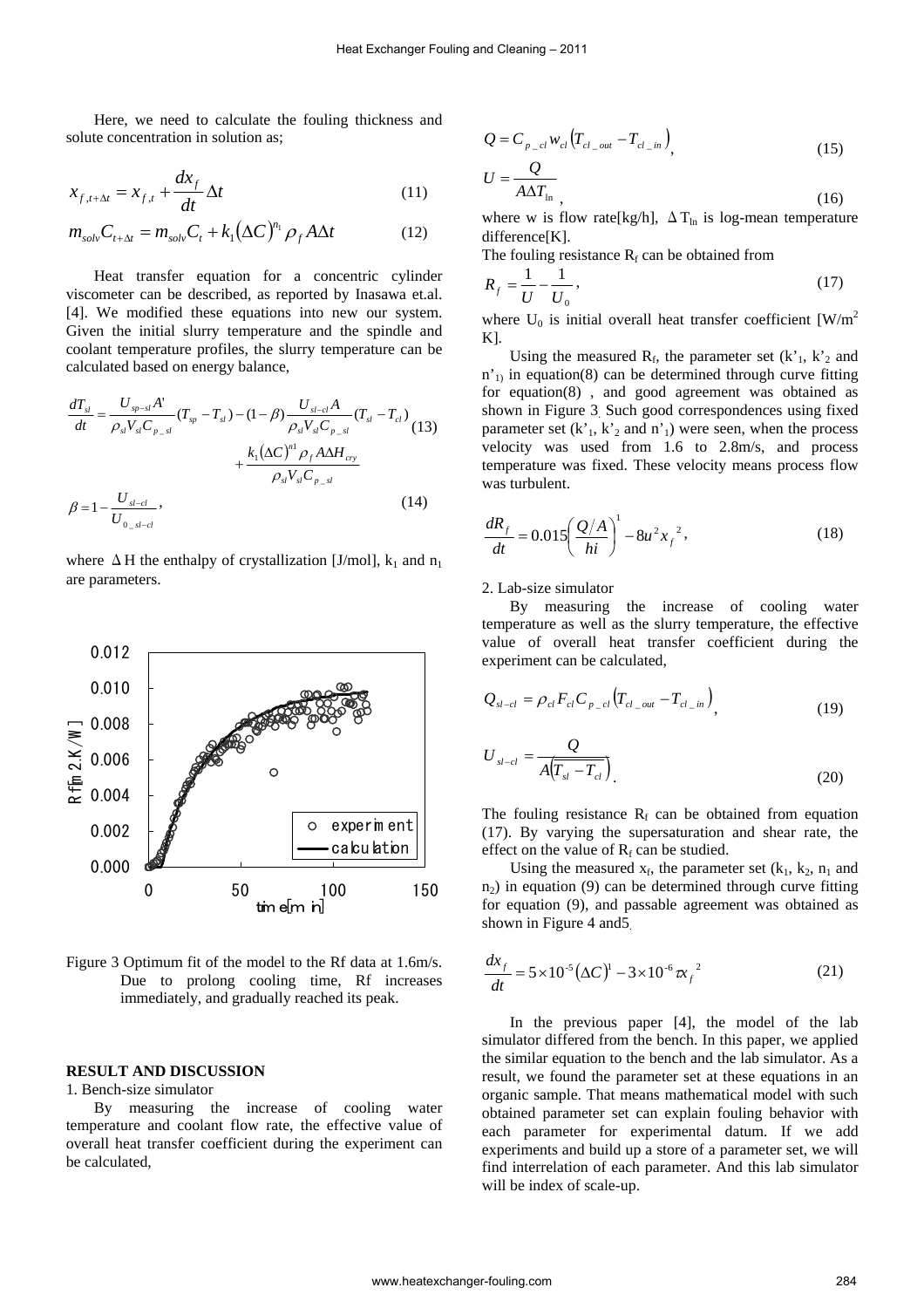Here, we need to calculate the fouling thickness and solute concentration in solution as;

$$x_{f,t+\Delta t} = x_{f,t} + \frac{dx_f}{dt}\Delta t \tag{11}$$

$$m_{solv}C_{t+\Delta t} = m_{solv}C_t + k_1(\Delta C)^{n_1}\rho_f A\Delta t \tag{12}$$

Heat transfer equation for a concentric cylinder viscometer can be described, as reported by Inasawa et.al. [4]. We modified these equations into new our system. Given the initial slurry temperature and the spindle and coolant temperature profiles, the slurry temperature can be calculated based on energy balance,

$$\frac{dT_{sl}}{dt} = \frac{U_{sp-sl}A'}{\rho_{sl}V_{sl}C_{p\_sl}}(T_{sp} - T_{sl}) - (1-\beta)\frac{U_{sl-cl}A}{\rho_{sl}V_{sl}C_{p\_sl}}(T_{sl} - T_{cl}) + \frac{k_1(\Delta C)^{n1}\rho_f A\Delta H_{cry}}{\rho_{sl}V_{sl}C_{p\_sl}} \tag{13}$$

$$\beta = 1 - \frac{U_{sl-cl}}{U_{0\_sl-cl}}, \tag{14}$$

where $\Delta H$ the enthalpy of crystallization [J/mol], $k_1$ and $n_1$ are parameters.

Figure 3 Optimum fit of the model to the Rf data at 1.6m/s. Due to prolong cooling time, Rf increases immediately, and gradually reached its peak.

## RESULT AND DISCUSSION

1. Bench-size simulator

By measuring the increase of cooling water temperature and coolant flow rate, the effective value of overall heat transfer coefficient during the experiment can be calculated,

$$Q = C_{p\_cl}w_{cl}\left(T_{cl\_out} - T_{cl\_in}\right), \tag{15}$$

$$U = \frac{Q}{A\Delta T_{\ln}}, \tag{16}$$

where w is flow rate[kg/h], $\Delta T_{\ln}$ is log-mean temperature difference[K].

The fouling resistance $R_f$ can be obtained from

$$R_f = \frac{1}{U} - \frac{1}{U_0}, \tag{17}$$

where $U_0$ is initial overall heat transfer coefficient [W/m$^2$ K].

Using the measured $R_f$, the parameter set ($k'_1$, $k'_2$ and $n'_1$) in equation(8) can be determined through curve fitting for equation(8) , and good agreement was obtained as shown in Figure 3. Such good correspondences using fixed parameter set ($k'_1$, $k'_2$ and $n'_1$) were seen, when the process velocity was used from 1.6 to 2.8m/s, and process temperature was fixed. These velocity means process flow was turbulent.

$$\frac{dR_f}{dt} = 0.015\left(\frac{Q/A}{hi}\right)^1 - 8u^2 x_f^{\ 2}, \tag{18}$$

2. Lab-size simulator

By measuring the increase of cooling water temperature as well as the slurry temperature, the effective value of overall heat transfer coefficient during the experiment can be calculated,

$$Q_{sl-cl} = \rho_{cl}F_{cl}C_{p\_cl}\left(T_{cl\_out} - T_{cl\_in}\right), \tag{19}$$

$$U_{sl-cl} = \frac{Q}{A\left(T_{sl} - T_{cl}\right)}. \tag{20}$$

The fouling resistance $R_f$ can be obtained from equation (17). By varying the supersaturation and shear rate, the effect on the value of $R_f$ can be studied.

Using the measured $x_f$, the parameter set ($k_1$, $k_2$, $n_1$ and $n_2$) in equation (9) can be determined through curve fitting for equation (9), and passable agreement was obtained as shown in Figure 4 and5.

$$\frac{dx_f}{dt} = 5\times10^{-5}(\Delta C)^1 - 3\times10^{-6}\tau x_f^{\ 2} \tag{21}$$

In the previous paper [4], the model of the lab simulator differed from the bench. In this paper, we applied the similar equation to the bench and the lab simulator. As a result, we found the parameter set at these equations in an organic sample. That means mathematical model with such obtained parameter set can explain fouling behavior with each parameter for experimental datum. If we add experiments and build up a store of a parameter set, we will find interrelation of each parameter. And this lab simulator will be index of scale-up.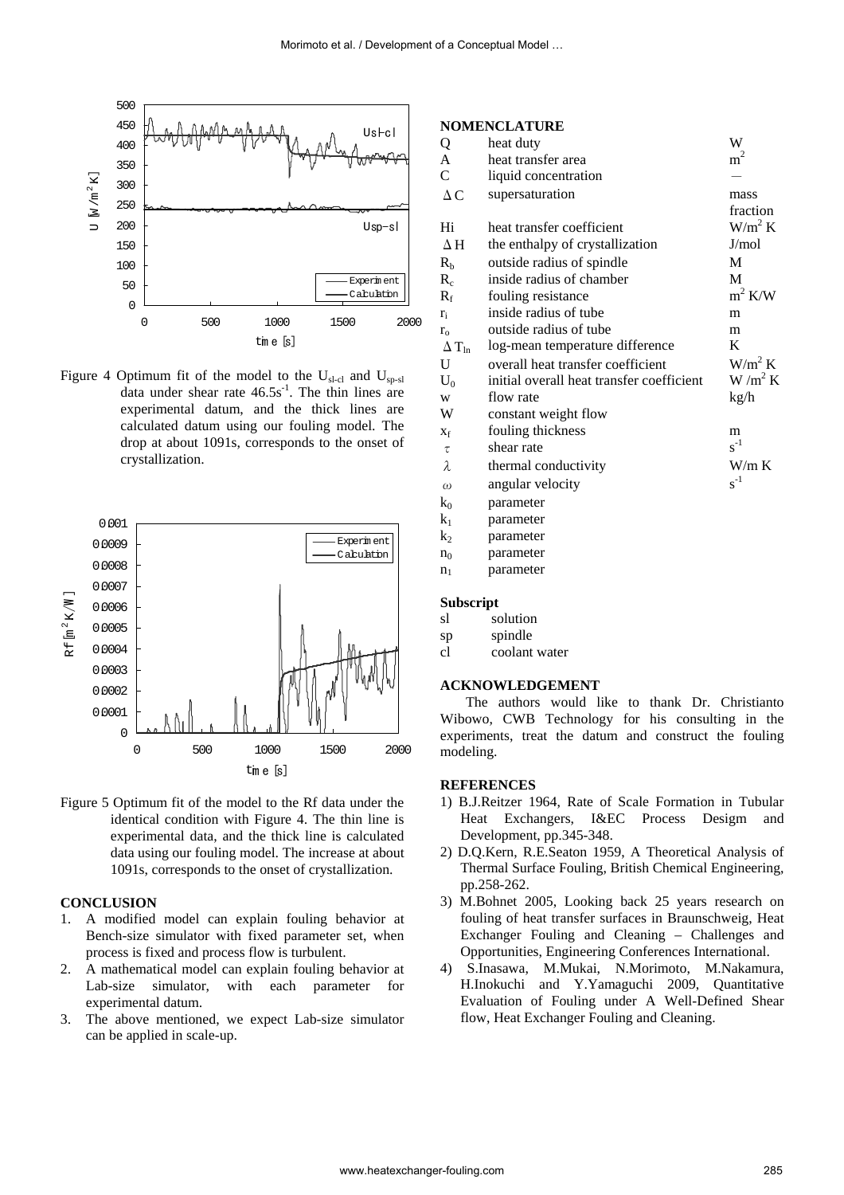500
450
400
350
300
250
200
150
100
50
0

U [W/m² K]

Usl-cl

Usp-sl

Experiment
Calculation

0 500 1000 1500 2000

time [s]

Figure 4 Optimum fit of the model to the $U_{sl\text{-}cl}$ and $U_{sp\text{-}sl}$ data under shear rate $46.5s^{-1}$. The thin lines are experimental datum, and the thick lines are calculated datum using our fouling model. The drop at about 1091s, corresponds to the onset of crystallization.

0.001
0.0009
0.0008
0.0007
0.0006
0.0005
0.0004
0.0003
0.0002
0.0001
0

Rf [m² K/W]

Experiment
Calculation

0 500 1000 1500 2000

time [s]

Figure 5 Optimum fit of the model to the Rf data under the identical condition with Figure 4. The thin line is experimental data, and the thick line is calculated data using our fouling model. The increase at about 1091s, corresponds to the onset of crystallization.

## CONCLUSION

1. A modified model can explain fouling behavior at Bench-size simulator with fixed parameter set, when process is fixed and process flow is turbulent.
2. A mathematical model can explain fouling behavior at Lab-size simulator, with each parameter for experimental datum.
3. The above mentioned, we expect Lab-size simulator can be applied in scale-up.

## NOMENCLATURE

| | | |
|---|---|---|
| Q | heat duty | W |
| A | heat transfer area | $m^2$ |
| C | liquid concentration | — |
| $\Delta C$ | supersaturation | mass fraction |
| Hi | heat transfer coefficient | $W/m^2$ K |
| $\Delta H$ | the enthalpy of crystallization | J/mol |
| $R_b$ | outside radius of spindle | M |
| $R_c$ | inside radius of chamber | M |
| $R_f$ | fouling resistance | $m^2$ K/W |
| $r_i$ | inside radius of tube | m |
| $r_o$ | outside radius of tube | m |
| $\Delta T_{ln}$ | log-mean temperature difference | K |
| U | overall heat transfer coefficient | $W/m^2$ K |
| $U_0$ | initial overall heat transfer coefficient | W $/m^2$ K |
| w | flow rate | kg/h |
| W | constant weight flow | |
| $x_f$ | fouling thickness | m |
| $\tau$ | shear rate | $s^{-1}$ |
| $\lambda$ | thermal conductivity | W/m K |
| $\omega$ | angular velocity | $s^{-1}$ |
| $k_0$ | parameter | |
| $k_1$ | parameter | |
| $k_2$ | parameter | |
| $n_0$ | parameter | |
| $n_1$ | parameter | |

### Subscript

| | |
|---|---|
| sl | solution |
| sp | spindle |
| cl | coolant water |

## ACKNOWLEDGEMENT

The authors would like to thank Dr. Christianto Wibowo, CWB Technology for his consulting in the experiments, treat the datum and construct the fouling modeling.

## REFERENCES

1) B.J.Reitzer 1964, Rate of Scale Formation in Tubular Heat Exchangers, I&EC Process Desigm and Development, pp.345-348.
2) D.Q.Kern, R.E.Seaton 1959, A Theoretical Analysis of Thermal Surface Fouling, British Chemical Engineering, pp.258-262.
3) M.Bohnet 2005, Looking back 25 years research on fouling of heat transfer surfaces in Braunschweig, Heat Exchanger Fouling and Cleaning – Challenges and Opportunities, Engineering Conferences International.
4) S.Inasawa, M.Mukai, N.Morimoto, M.Nakamura, H.Inokuchi and Y.Yamaguchi 2009, Quantitative Evaluation of Fouling under A Well-Defined Shear flow, Heat Exchanger Fouling and Cleaning.